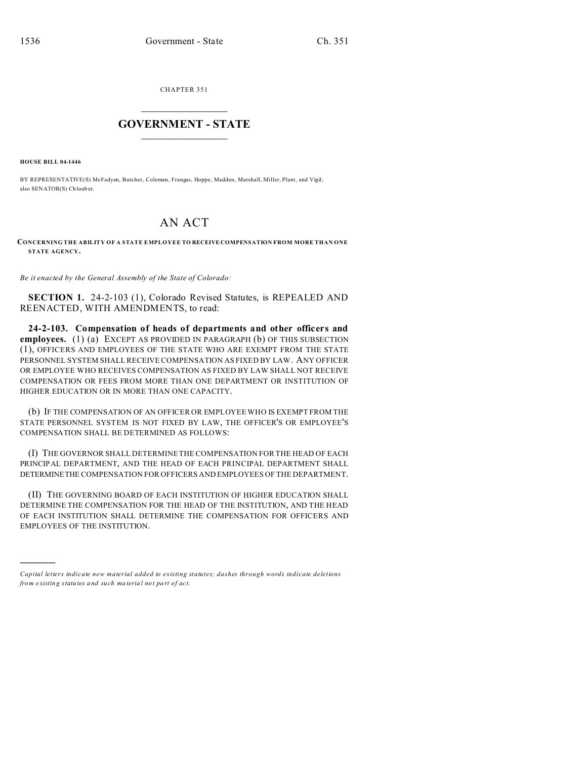CHAPTER 351

# GOVERNMENT - STATE

**HOUSE BILL 04-1446**

BY REPRESENTATIVE(S) McFadyen, Butcher, Coleman, Frangas, Hoppe, Madden, Marshall, Miller, Plant, and Vigil; also SENATOR(S) Chlouber.

# AN ACT

**CONCERNING THE ABILITY OF A STATE EMPLOYEE TO RECEIVE COMPENSATION FROM MORE THAN ONE STATE AGENCY.**

*Be it enacted by the General Assembly of the State of Colorado:*

**SECTION 1.** 24-2-103 (1), Colorado Revised Statutes, is REPEALED AND REENACTED, WITH AMENDMENTS, to read:

**24-2-103. Compensation of heads of departments and other officers and employees.** (1) (a) EXCEPT AS PROVIDED IN PARAGRAPH (b) OF THIS SUBSECTION (1), OFFICERS AND EMPLOYEES OF THE STATE WHO ARE EXEMPT FROM THE STATE PERSONNEL SYSTEM SHALL RECEIVE COMPENSATION AS FIXED BY LAW. ANY OFFICER OR EMPLOYEE WHO RECEIVES COMPENSATION AS FIXED BY LAW SHALL NOT RECEIVE COMPENSATION OR FEES FROM MORE THAN ONE DEPARTMENT OR INSTITUTION OF HIGHER EDUCATION OR IN MORE THAN ONE CAPACITY.

(b) IF THE COMPENSATION OF AN OFFICER OR EMPLOYEE WHO IS EXEMPT FROM THE STATE PERSONNEL SYSTEM IS NOT FIXED BY LAW, THE OFFICER'S OR EMPLOYEE'S COMPENSATION SHALL BE DETERMINED AS FOLLOWS:

(I) THE GOVERNOR SHALL DETERMINE THE COMPENSATION FOR THE HEAD OF EACH PRINCIPAL DEPARTMENT, AND THE HEAD OF EACH PRINCIPAL DEPARTMENT SHALL DETERMINE THE COMPENSATION FOR OFFICERS AND EMPLOYEES OF THE DEPARTMENT.

(II) THE GOVERNING BOARD OF EACH INSTITUTION OF HIGHER EDUCATION SHALL DETERMINE THE COMPENSATION FOR THE HEAD OF THE INSTITUTION, AND THE HEAD OF EACH INSTITUTION SHALL DETERMINE THE COMPENSATION FOR OFFICERS AND EMPLOYEES OF THE INSTITUTION.

---

*Capital letters indicate new material added to existing statutes; dashes through words indicate deletions from existing statutes and such material not part of act.*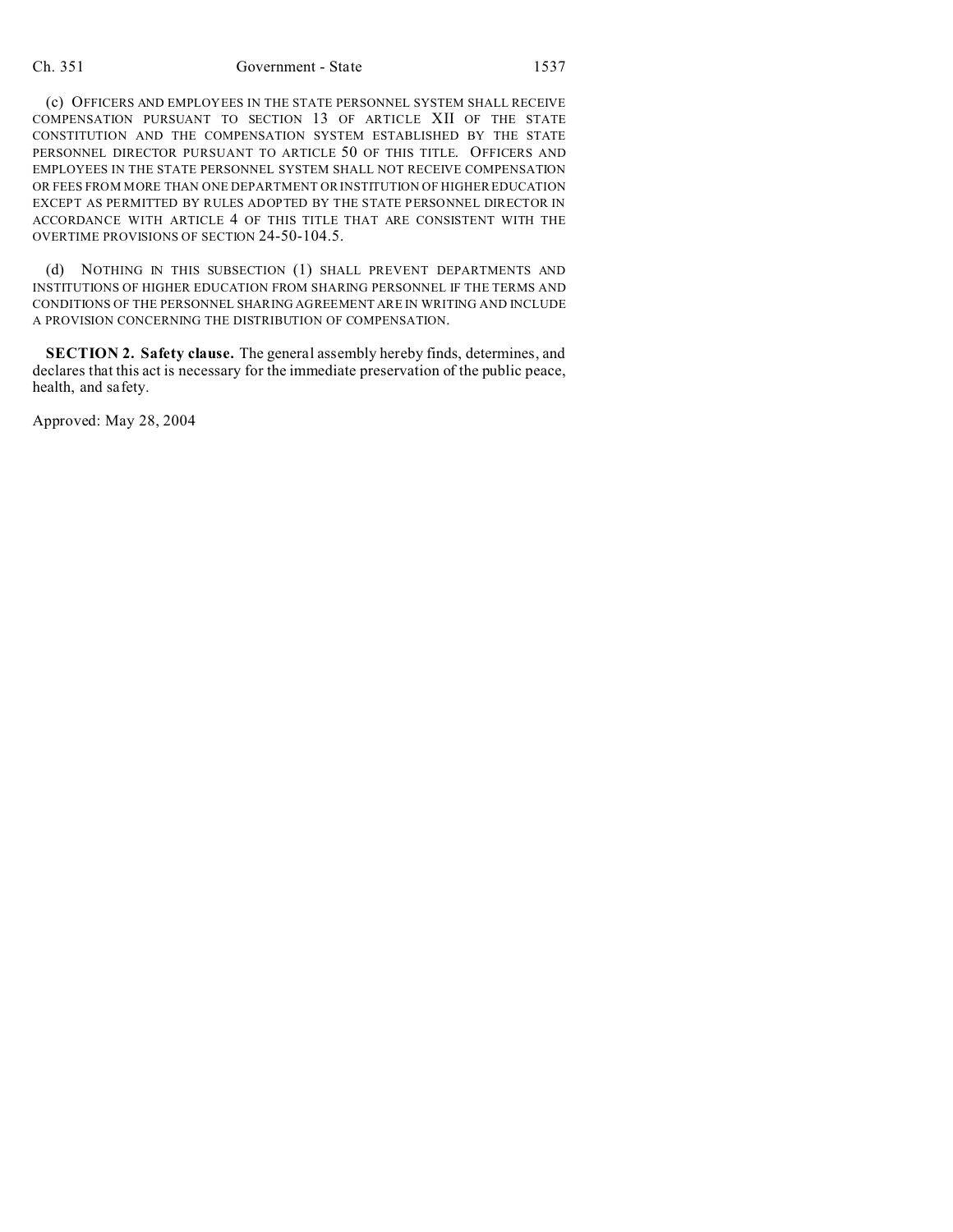(c) OFFICERS AND EMPLOYEES IN THE STATE PERSONNEL SYSTEM SHALL RECEIVE COMPENSATION PURSUANT TO SECTION 13 OF ARTICLE XII OF THE STATE CONSTITUTION AND THE COMPENSATION SYSTEM ESTABLISHED BY THE STATE PERSONNEL DIRECTOR PURSUANT TO ARTICLE 50 OF THIS TITLE. OFFICERS AND EMPLOYEES IN THE STATE PERSONNEL SYSTEM SHALL NOT RECEIVE COMPENSATION OR FEES FROM MORE THAN ONE DEPARTMENT OR INSTITUTION OF HIGHER EDUCATION EXCEPT AS PERMITTED BY RULES ADOPTED BY THE STATE PERSONNEL DIRECTOR IN ACCORDANCE WITH ARTICLE 4 OF THIS TITLE THAT ARE CONSISTENT WITH THE OVERTIME PROVISIONS OF SECTION 24-50-104.5.

(d) NOTHING IN THIS SUBSECTION (1) SHALL PREVENT DEPARTMENTS AND INSTITUTIONS OF HIGHER EDUCATION FROM SHARING PERSONNEL IF THE TERMS AND CONDITIONS OF THE PERSONNEL SHARING AGREEMENT ARE IN WRITING AND INCLUDE A PROVISION CONCERNING THE DISTRIBUTION OF COMPENSATION.

**SECTION 2. Safety clause.** The general assembly hereby finds, determines, and declares that this act is necessary for the immediate preservation of the public peace, health, and safety.

Approved: May 28, 2004